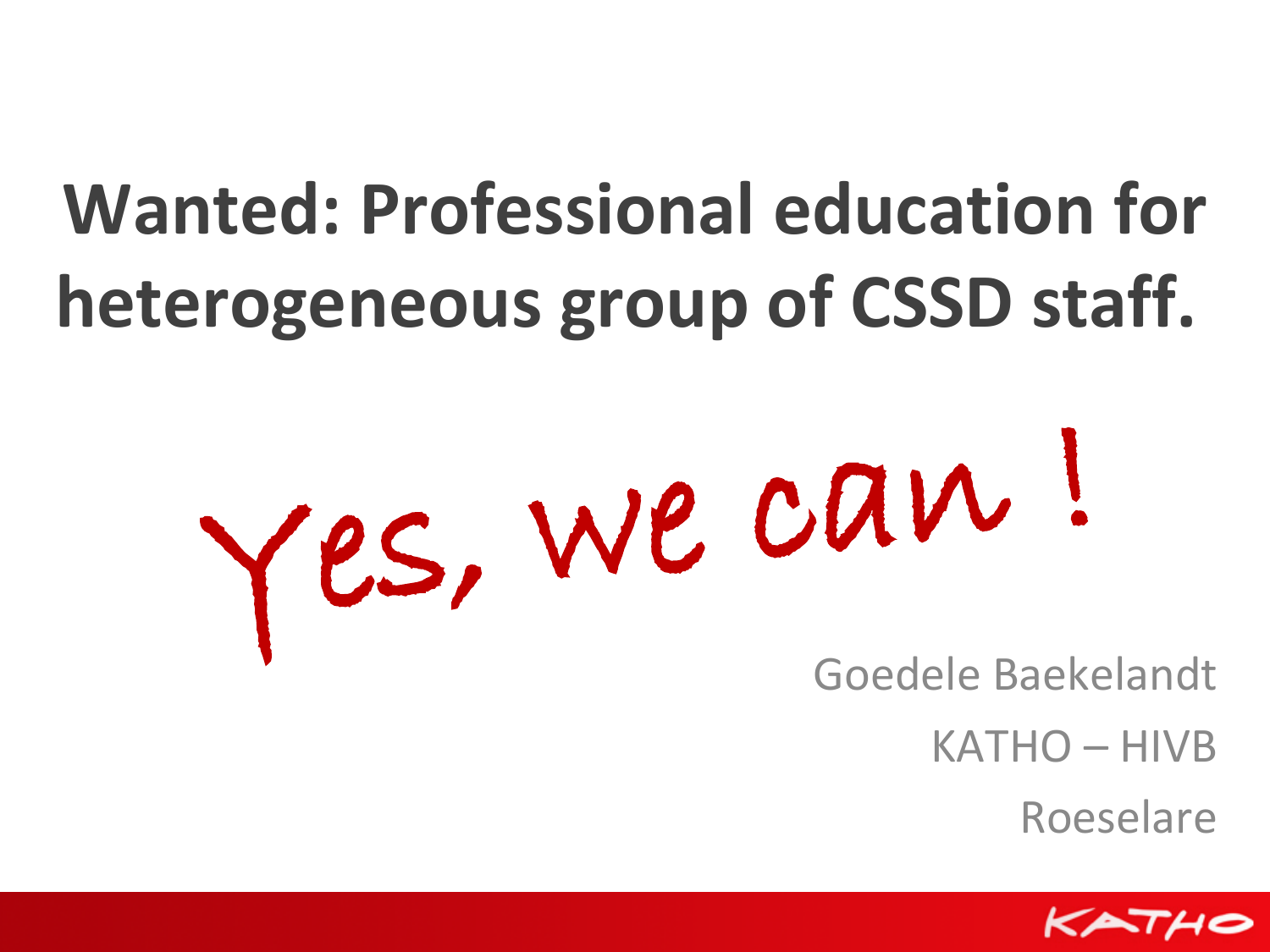# Wanted: Professional education for heterogeneous group of CSSD staff.

Yes, we can !

Goedele Baekelandt

KATHO – HIVB

Roeselare

KATHO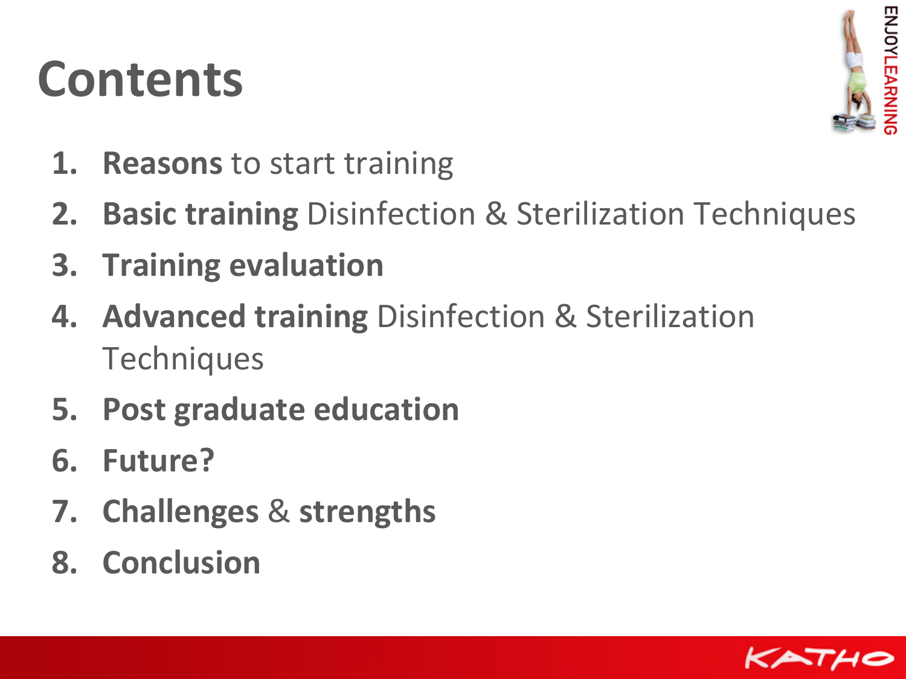# Contents

1. **Reasons** to start training
2. **Basic training** Disinfection & Sterilization Techniques
3. **Training evaluation**
4. **Advanced training** Disinfection & Sterilization Techniques
5. **Post graduate education**
6. **Future?**
7. **Challenges** & **strengths**
8. **Conclusion**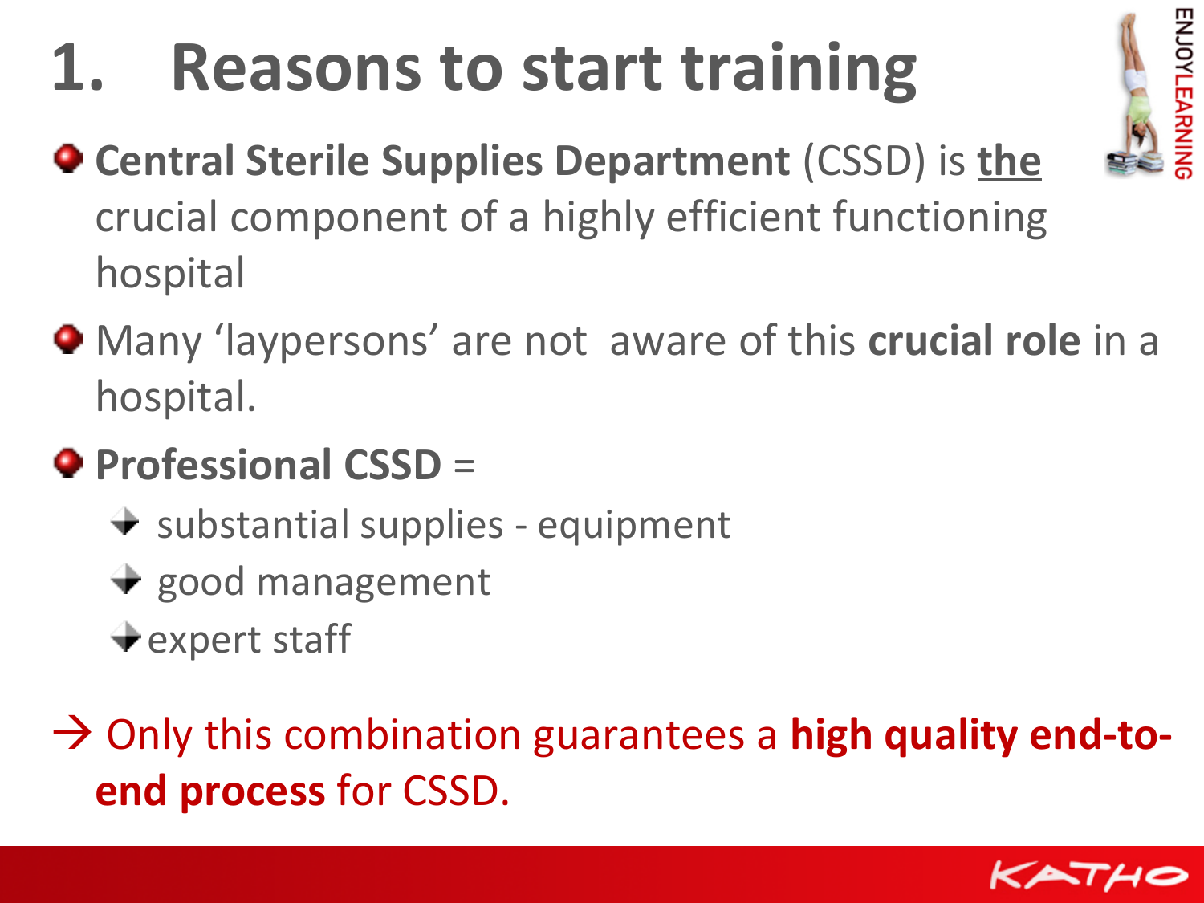# 1. Reasons to start training

- **Central Sterile Supplies Department** (CSSD) is **the** crucial component of a highly efficient functioning hospital
- Many 'laypersons' are not aware of this **crucial role** in a hospital.
- **Professional CSSD** =
  - substantial supplies - equipment
  - good management
  - expert staff

→ Only this combination guarantees a **high quality end-to-end process** for CSSD.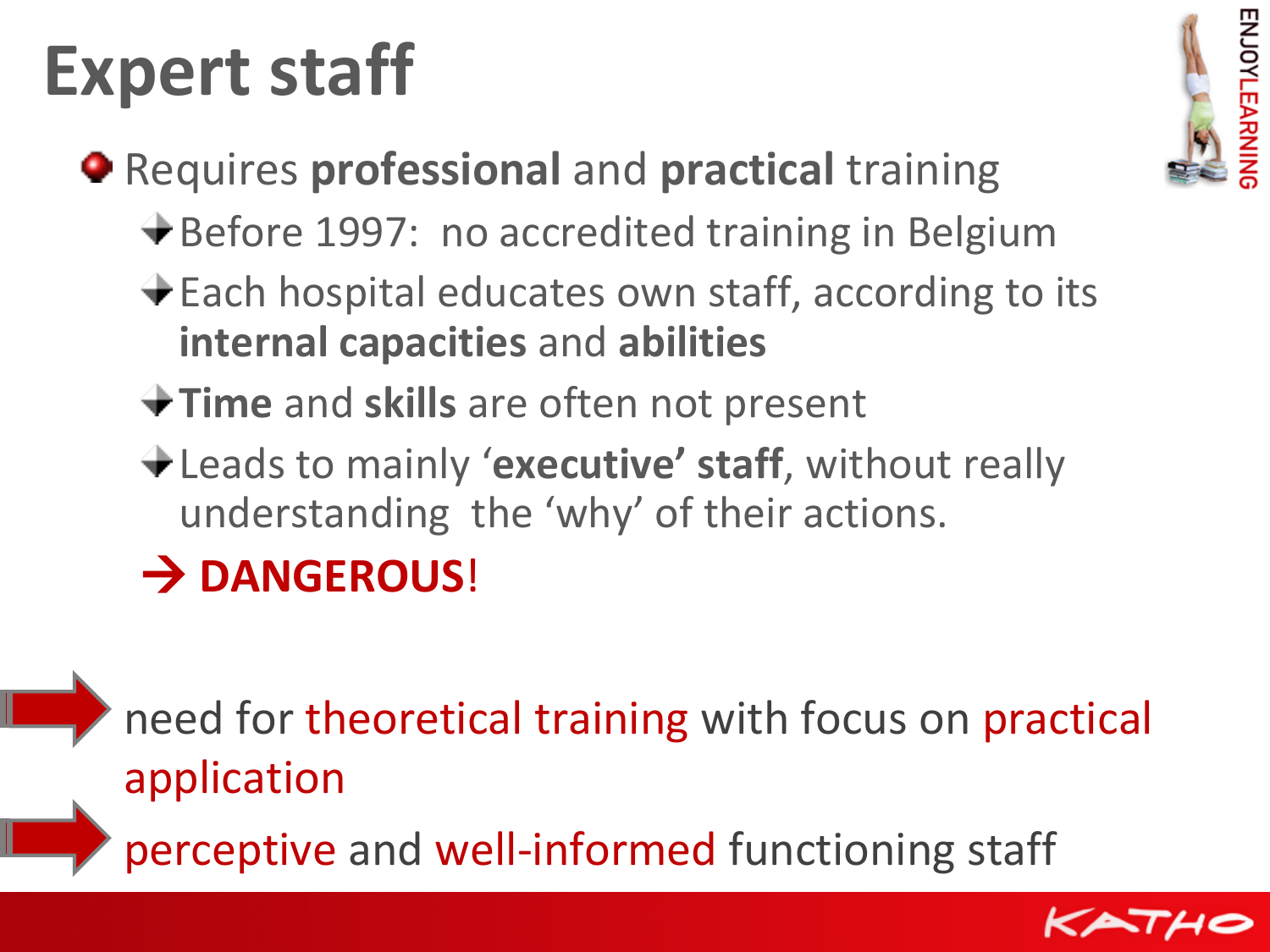# Expert staff

- Requires **professional** and **practical** training
  - Before 1997: no accredited training in Belgium
  - Each hospital educates own staff, according to its **internal capacities** and **abilities**
  - **Time** and **skills** are often not present
  - Leads to mainly '**executive' staff**, without really understanding the 'why' of their actions.

  → **DANGEROUS**!

➡ need for theoretical training with focus on practical application

➡ perceptive and well-informed functioning staff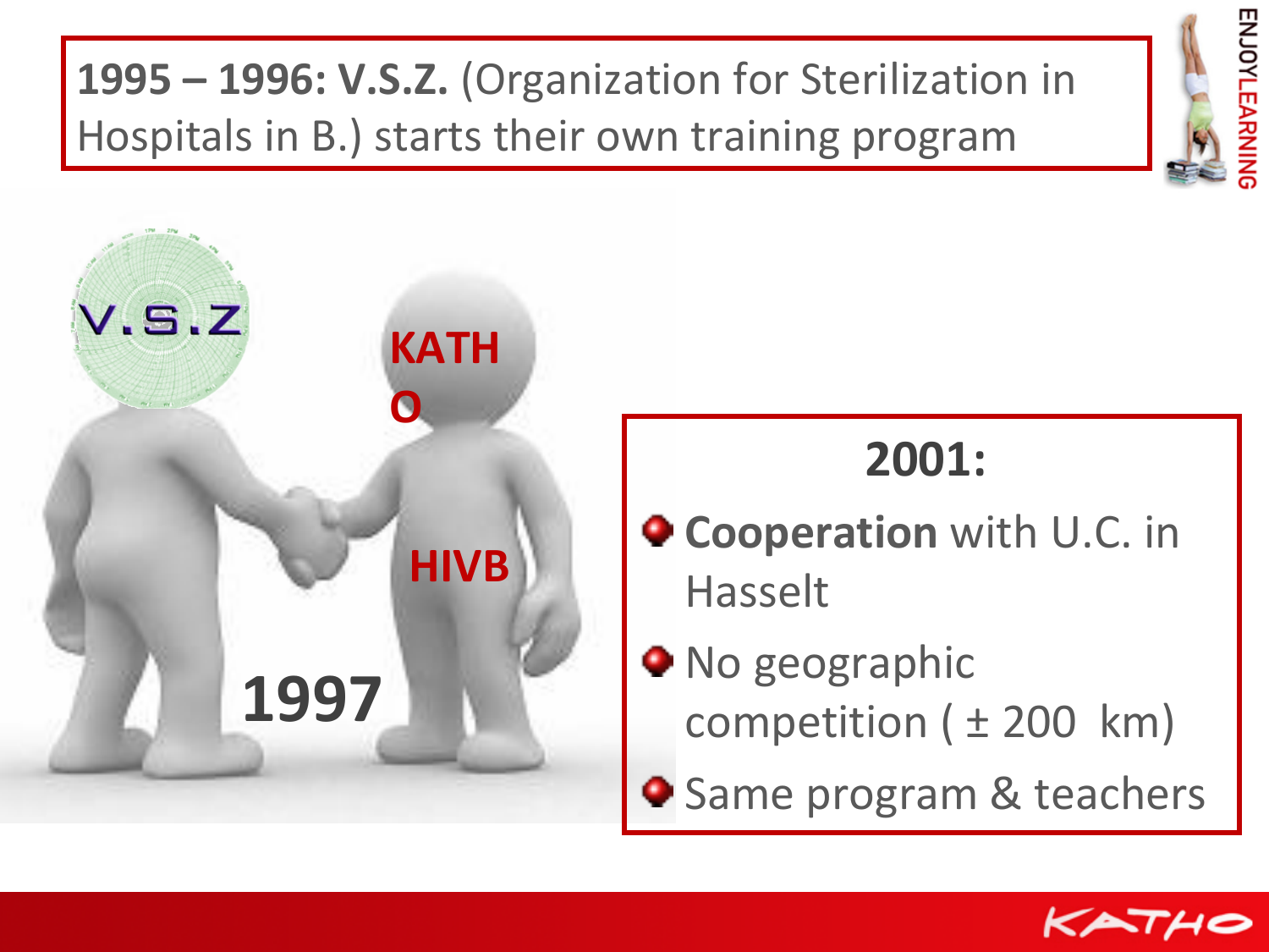**1995 – 1996: V.S.Z.** (Organization for Sterilization in Hospitals in B.) starts their own training program

V.S.Z

KATHO

HIVB

1997

## 2001:

- **Cooperation** with U.C. in Hasselt
- No geographic competition ( ± 200 km)
- Same program & teachers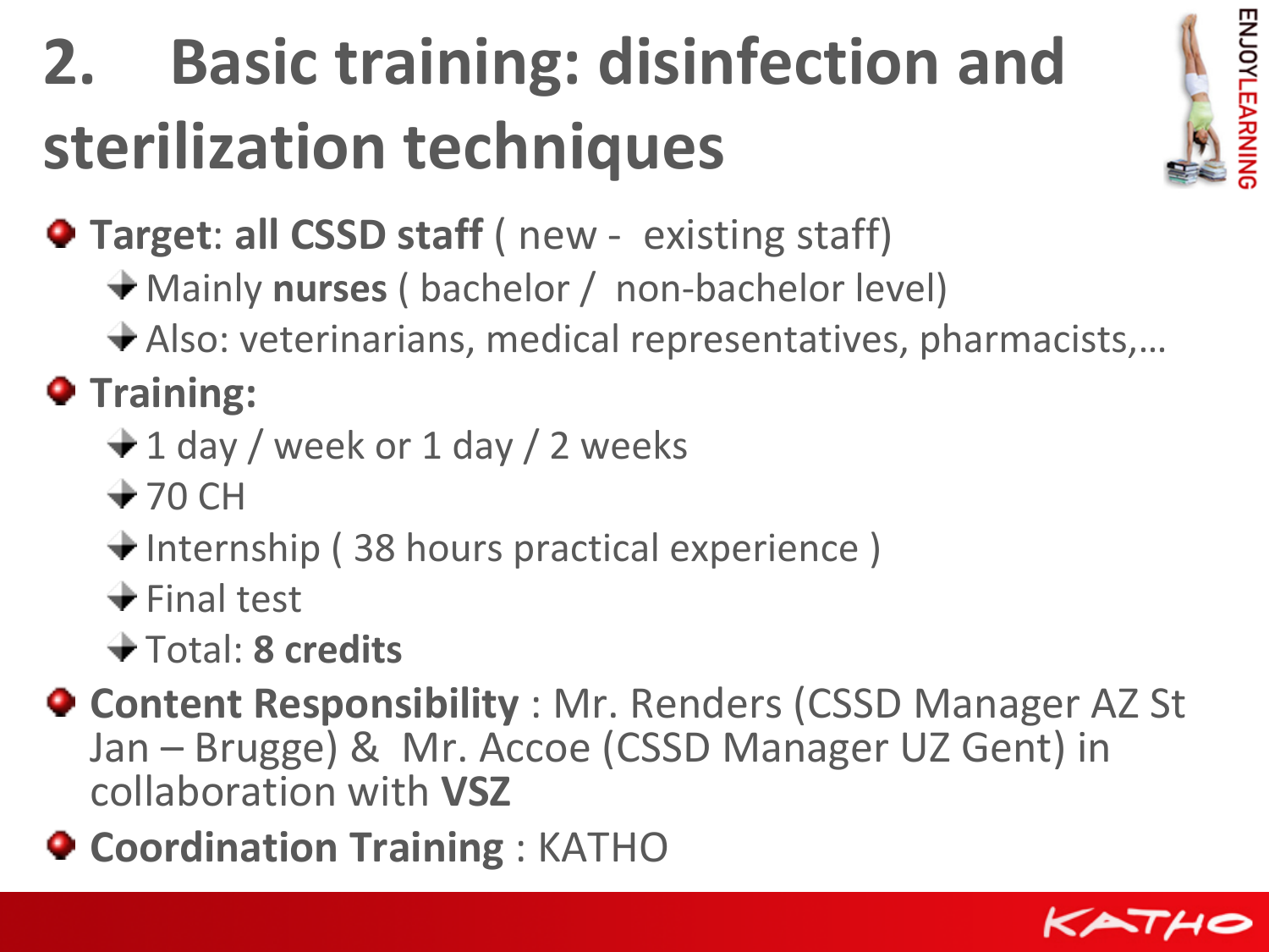# 2. Basic training: disinfection and sterilization techniques

- **Target**: **all CSSD staff** ( new - existing staff)
  - Mainly **nurses** ( bachelor / non-bachelor level)
  - Also: veterinarians, medical representatives, pharmacists,…
- **Training:**
  - 1 day / week or 1 day / 2 weeks
  - 70 CH
  - Internship ( 38 hours practical experience )
  - Final test
  - Total: **8 credits**
- **Content Responsibility** : Mr. Renders (CSSD Manager AZ St Jan – Brugge) & Mr. Accoe (CSSD Manager UZ Gent) in collaboration with **VSZ**
- **Coordination Training** : KATHO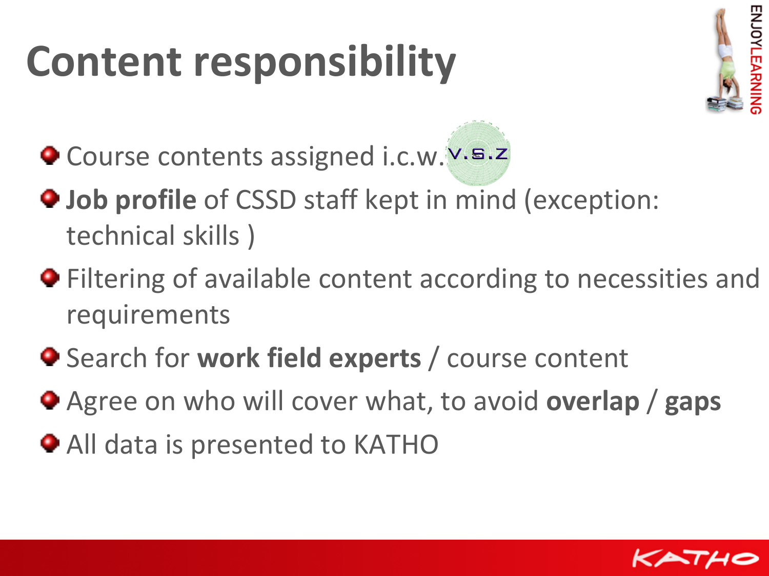# Content responsibility

- Course contents assigned i.c.w. V.S.Z
- **Job profile** of CSSD staff kept in mind (exception: technical skills )
- Filtering of available content according to necessities and requirements
- Search for **work field experts** / course content
- Agree on who will cover what, to avoid **overlap** / **gaps**
- All data is presented to KATHO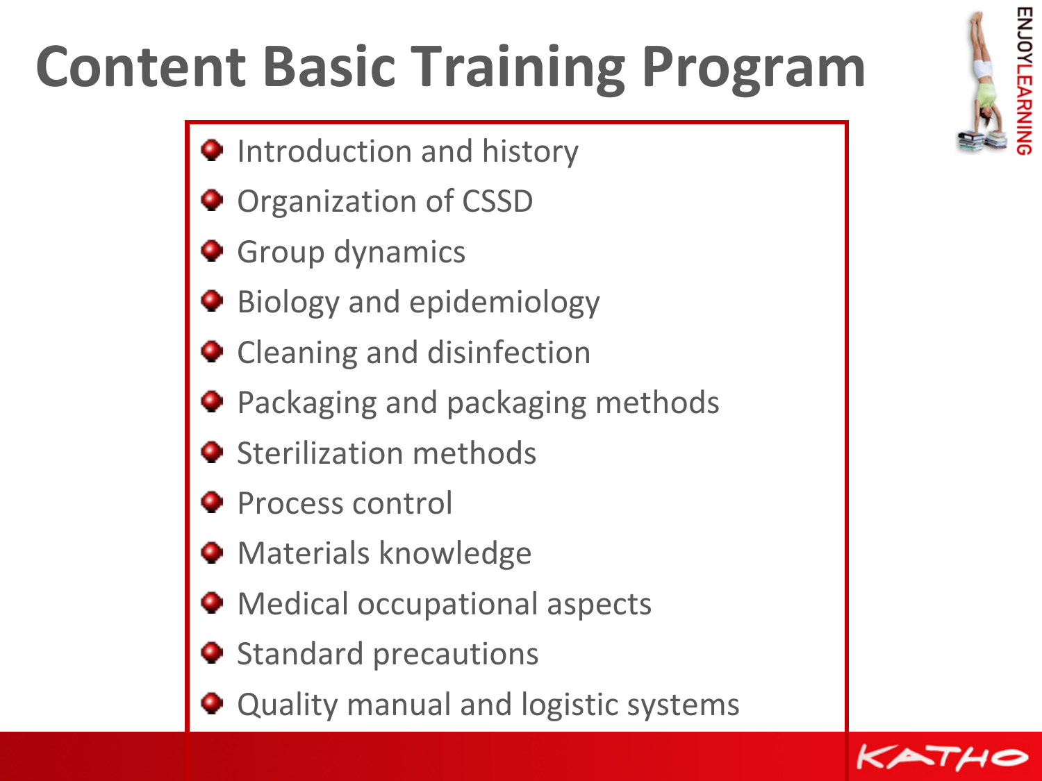# Content Basic Training Program

- Introduction and history
- Organization of CSSD
- Group dynamics
- Biology and epidemiology
- Cleaning and disinfection
- Packaging and packaging methods
- Sterilization methods
- Process control
- Materials knowledge
- Medical occupational aspects
- Standard precautions
- Quality manual and logistic systems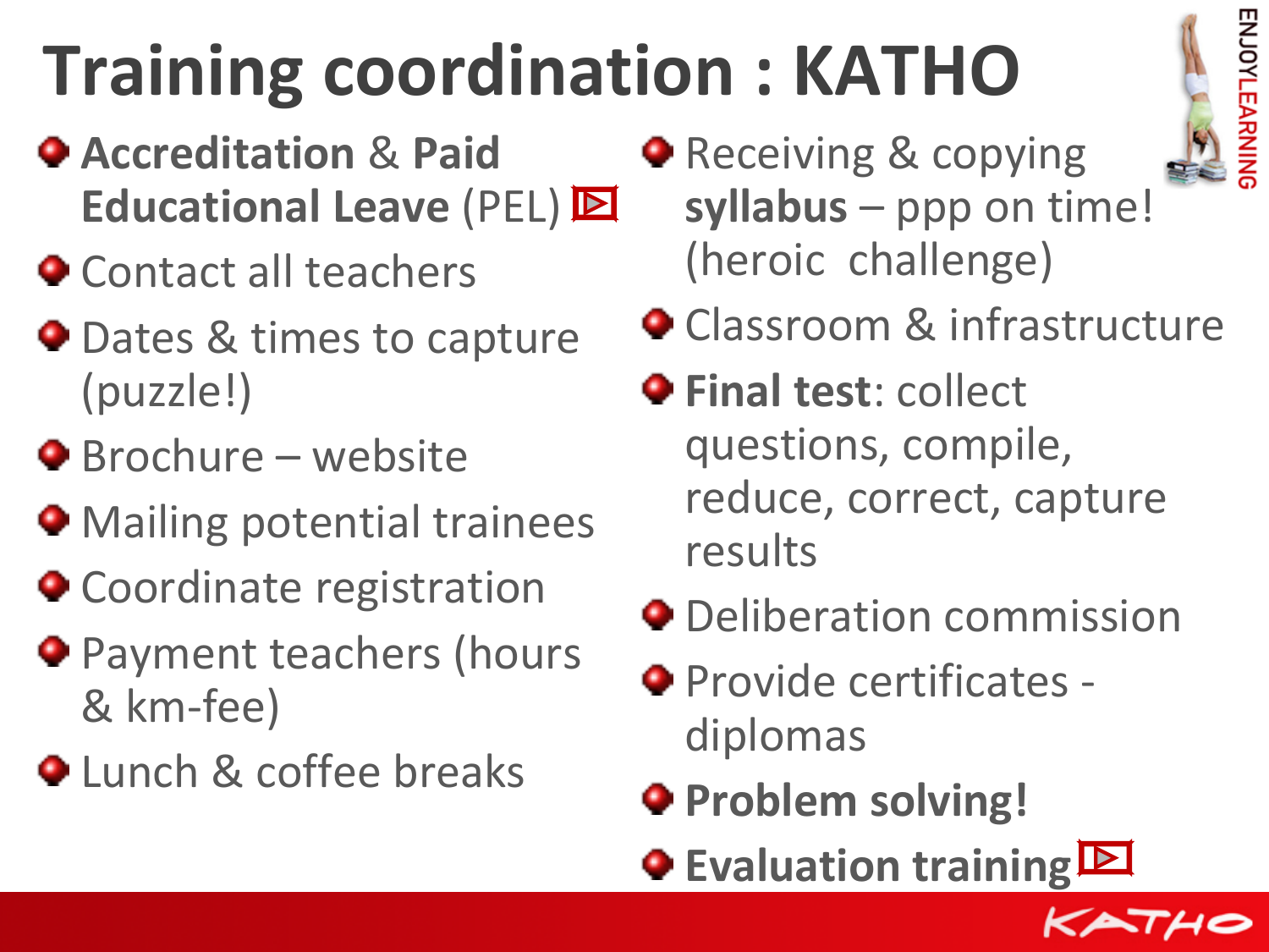# Training coordination : KATHO

- **Accreditation** & **Paid Educational Leave** (PEL)
- Contact all teachers
- Dates & times to capture (puzzle!)
- Brochure – website
- Mailing potential trainees
- Coordinate registration
- Payment teachers (hours & km-fee)
- Lunch & coffee breaks
- Receiving & copying **syllabus** – ppp on time! (heroic challenge)
- Classroom & infrastructure
- **Final test**: collect questions, compile, reduce, correct, capture results
- Deliberation commission
- Provide certificates - diplomas
- **Problem solving!**
- **Evaluation training**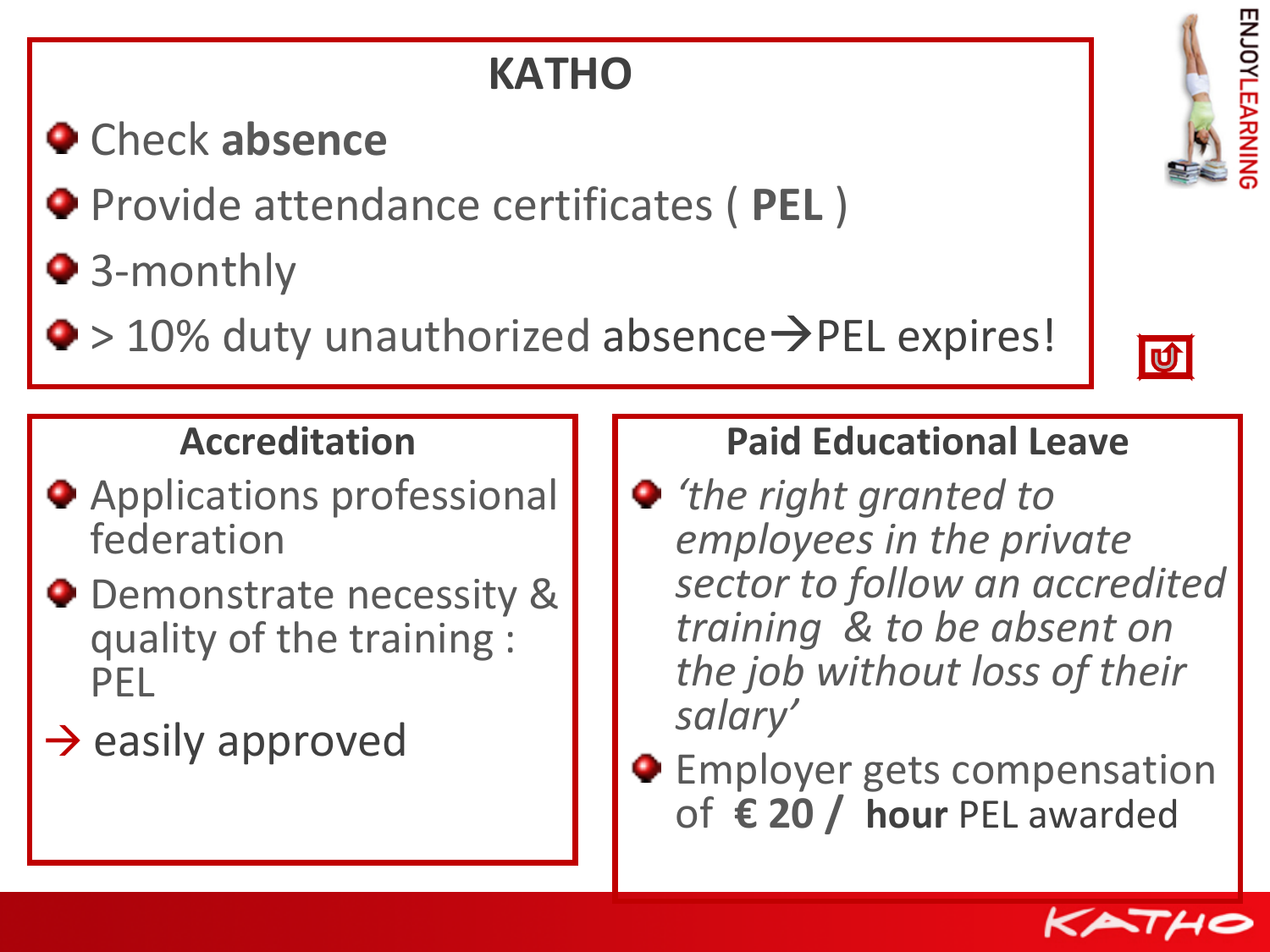## KATHO

- Check **absence**
- Provide attendance certificates ( **PEL** )
- 3-monthly
- > 10% duty unauthorized absence → PEL expires!

### Accreditation

- Applications professional federation
- Demonstrate necessity & quality of the training : PEL

→ easily approved

### Paid Educational Leave

- *'the right granted to employees in the private sector to follow an accredited training & to be absent on the job without loss of their salary'*
- Employer gets compensation of **€ 20 / hour** PEL awarded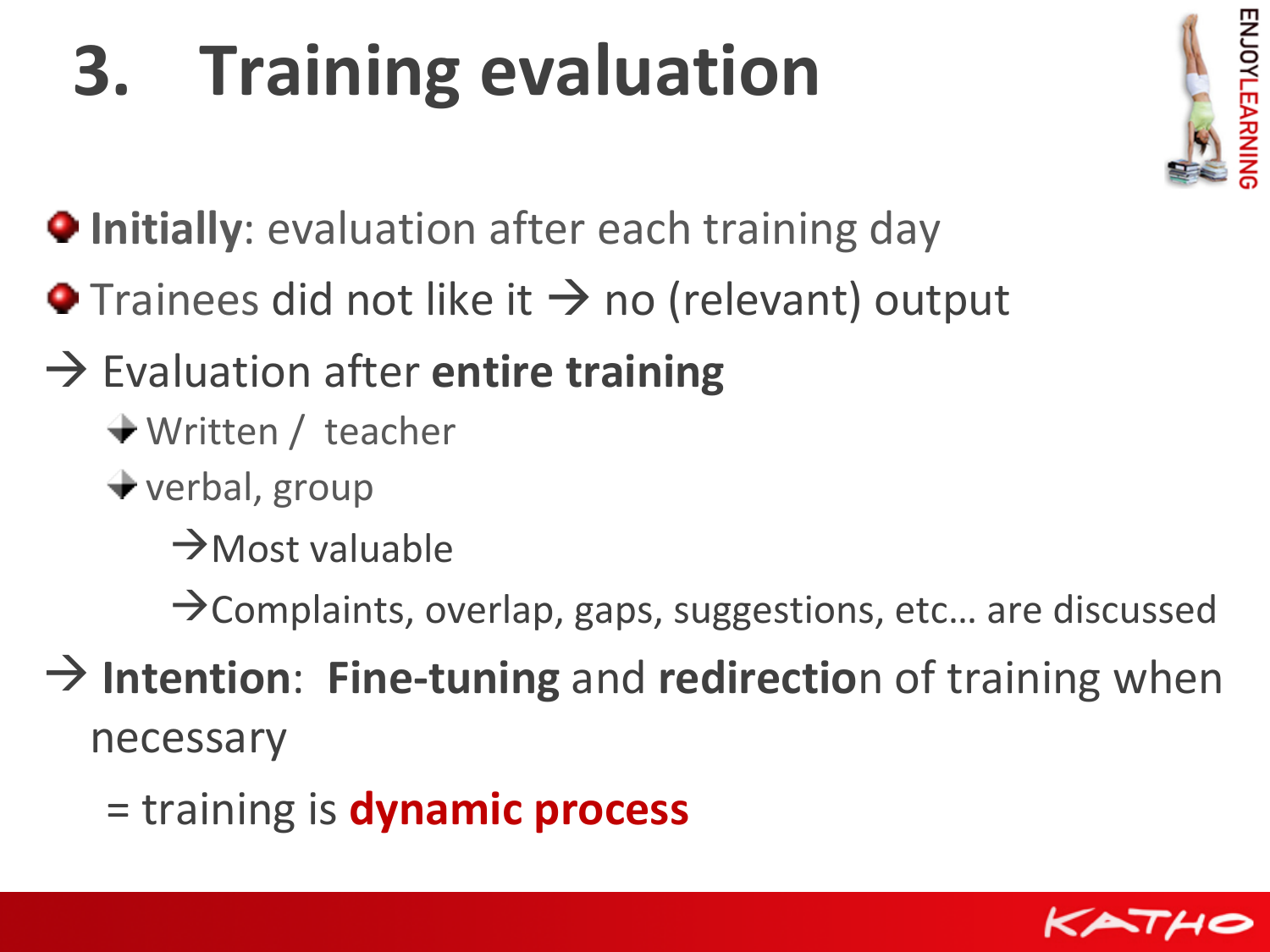# 3. Training evaluation

- **Initially**: evaluation after each training day
- Trainees did not like it → no (relevant) output

→ Evaluation after **entire training**

- Written / teacher
- verbal, group
  - →Most valuable
  - →Complaints, overlap, gaps, suggestions, etc… are discussed

→ **Intention**: **Fine-tuning** and **redirection** of training when necessary

= training is **dynamic process**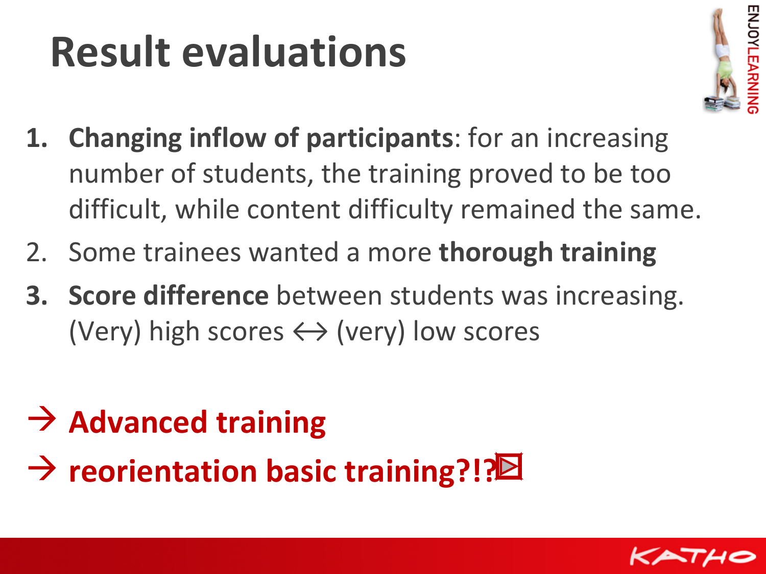# Result evaluations

1. **Changing inflow of participants**: for an increasing number of students, the training proved to be too difficult, while content difficulty remained the same.
2. Some trainees wanted a more **thorough training**
3. **Score difference** between students was increasing. (Very) high scores ↔ (very) low scores

→ **Advanced training**

→ **reorientation basic training?!?**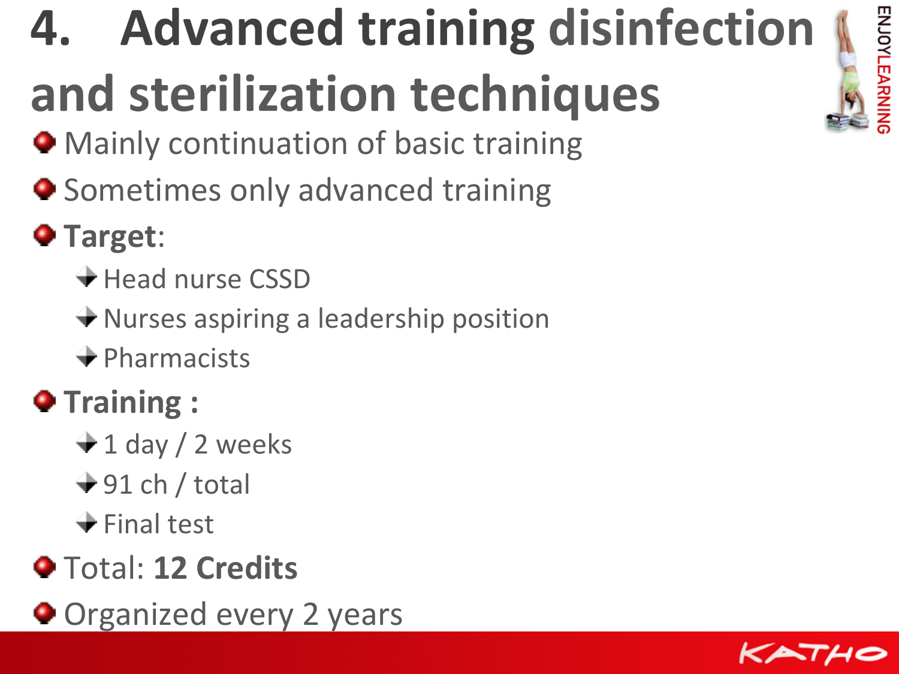# 4. Advanced training disinfection and sterilization techniques

- Mainly continuation of basic training
- Sometimes only advanced training
- **Target**:
  - Head nurse CSSD
  - Nurses aspiring a leadership position
  - Pharmacists
- **Training :**
  - 1 day / 2 weeks
  - 91 ch / total
  - Final test
- Total: **12 Credits**
- Organized every 2 years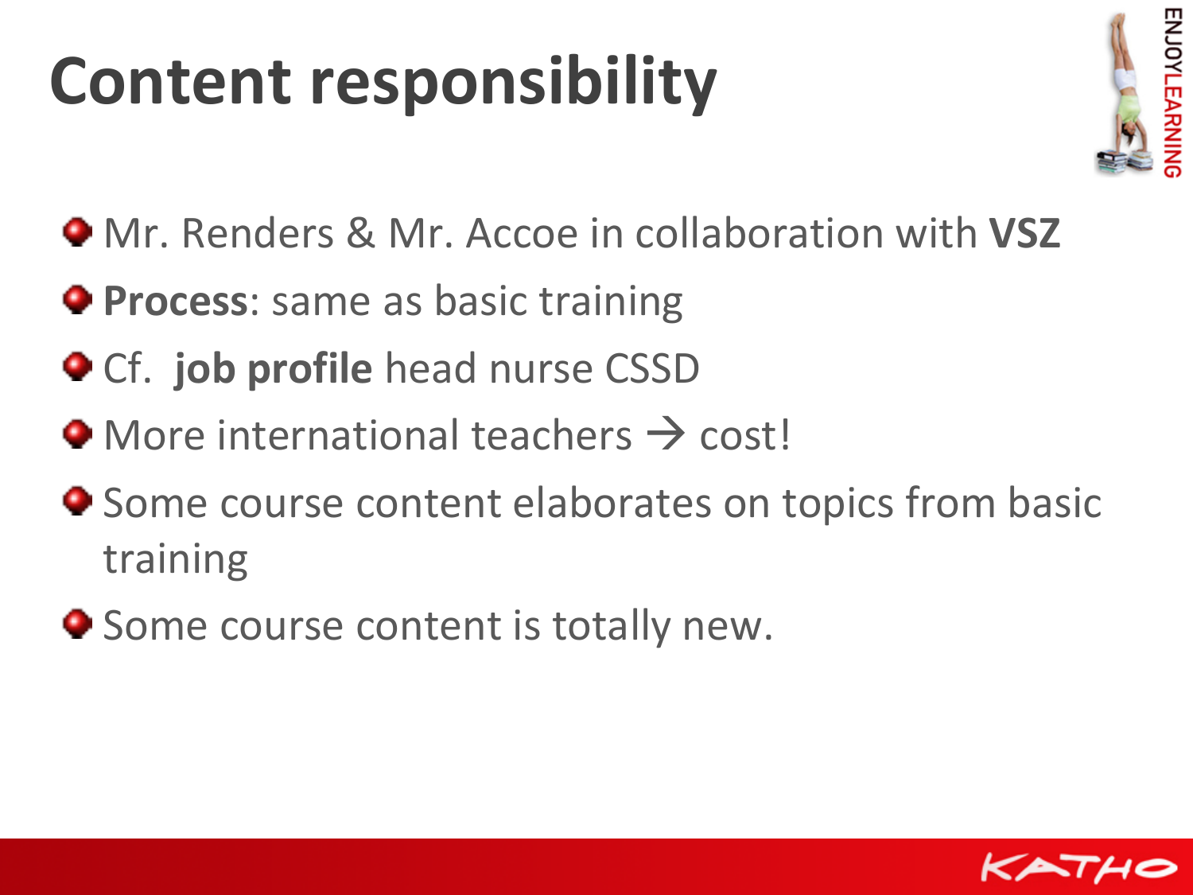# Content responsibility

- Mr. Renders & Mr. Accoe in collaboration with **VSZ**
- **Process**: same as basic training
- Cf. **job profile** head nurse CSSD
- More international teachers → cost!
- Some course content elaborates on topics from basic training
- Some course content is totally new.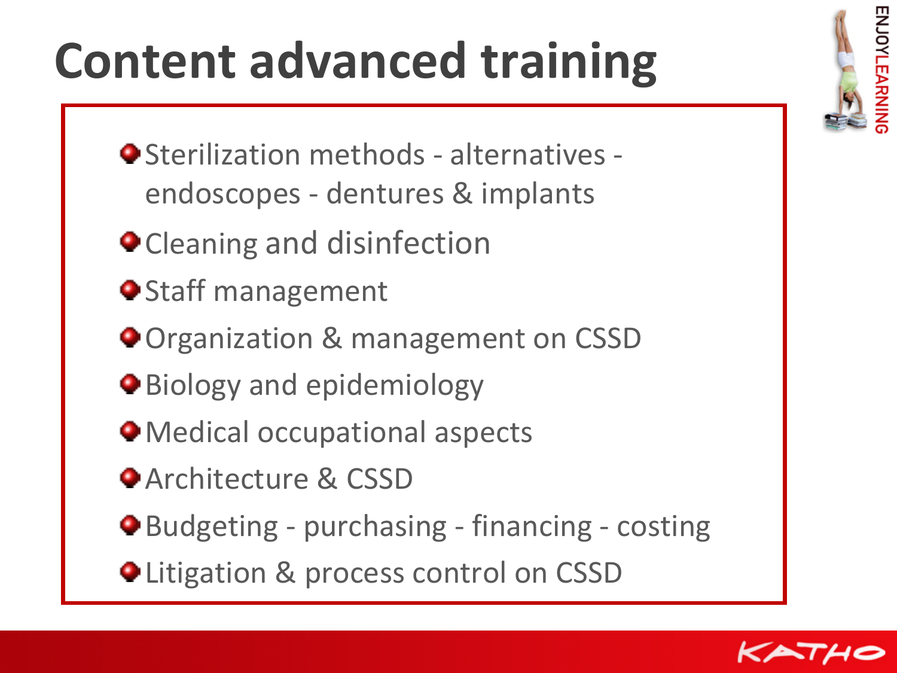# Content advanced training

- Sterilization methods - alternatives - endoscopes - dentures & implants
- Cleaning and disinfection
- Staff management
- Organization & management on CSSD
- Biology and epidemiology
- Medical occupational aspects
- Architecture & CSSD
- Budgeting - purchasing - financing - costing
- Litigation & process control on CSSD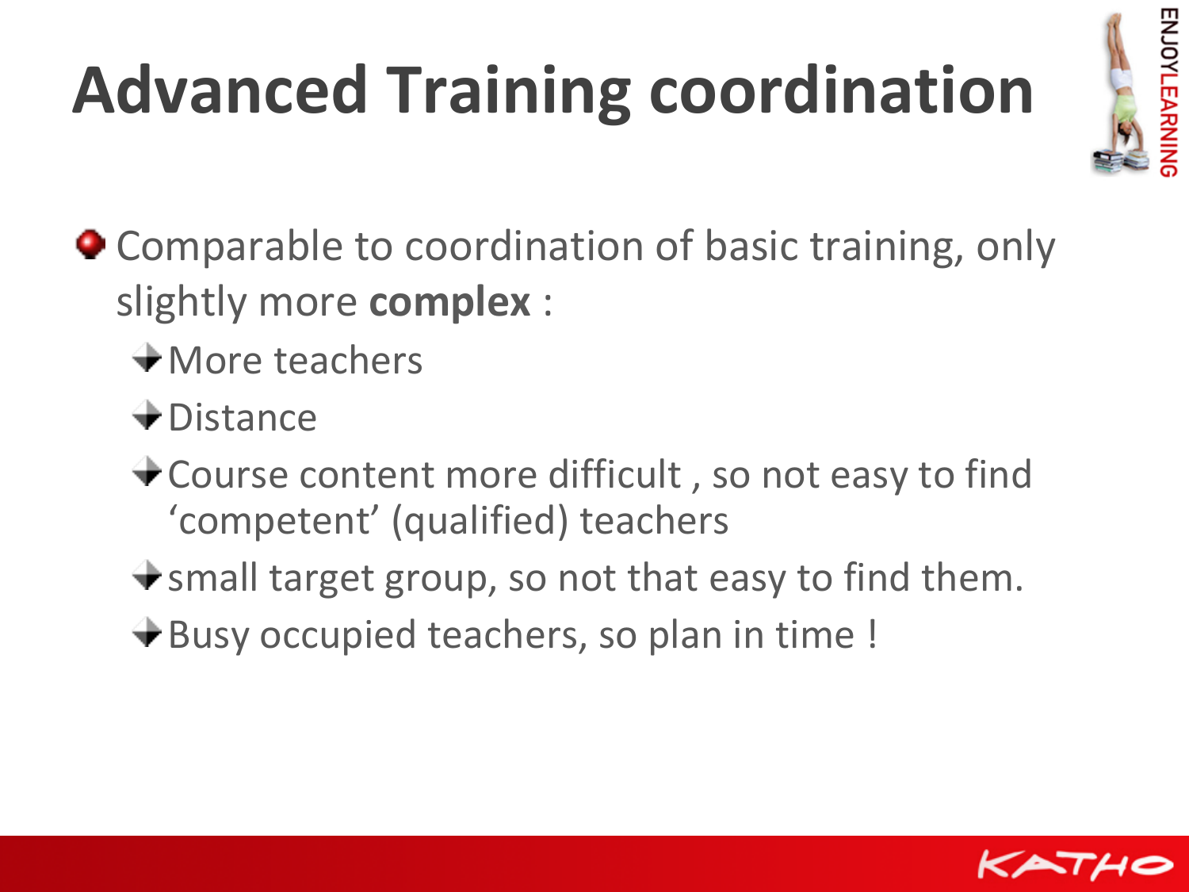# Advanced Training coordination

- Comparable to coordination of basic training, only slightly more **complex** :
  - More teachers
  - Distance
  - Course content more difficult , so not easy to find 'competent' (qualified) teachers
  - small target group, so not that easy to find them.
  - Busy occupied teachers, so plan in time !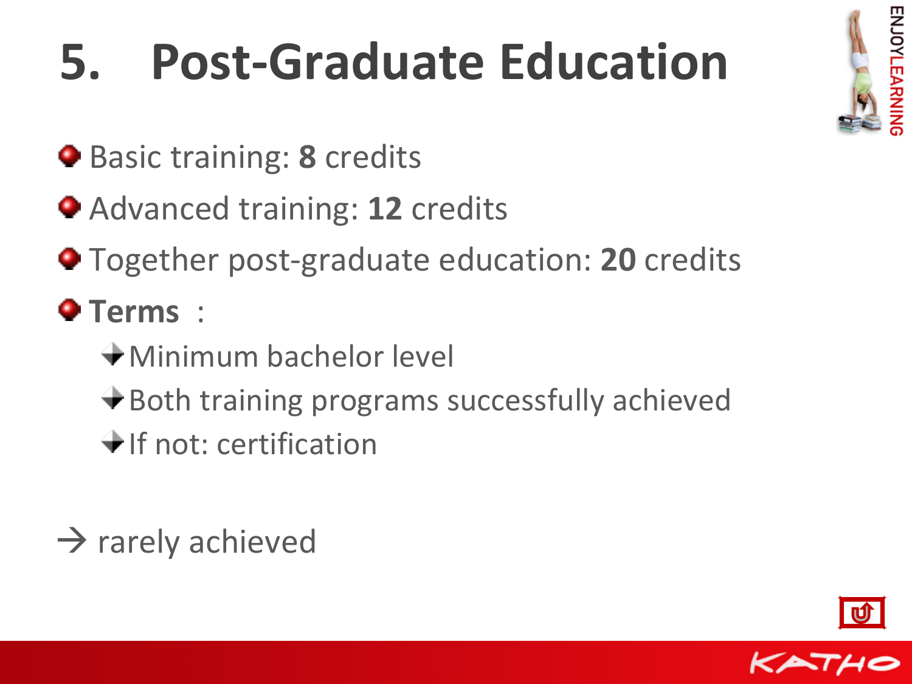# 5. Post-Graduate Education

- Basic training: **8** credits
- Advanced training: **12** credits
- Together post-graduate education: **20** credits
- **Terms** :
  - Minimum bachelor level
  - Both training programs successfully achieved
  - If not: certification

→ rarely achieved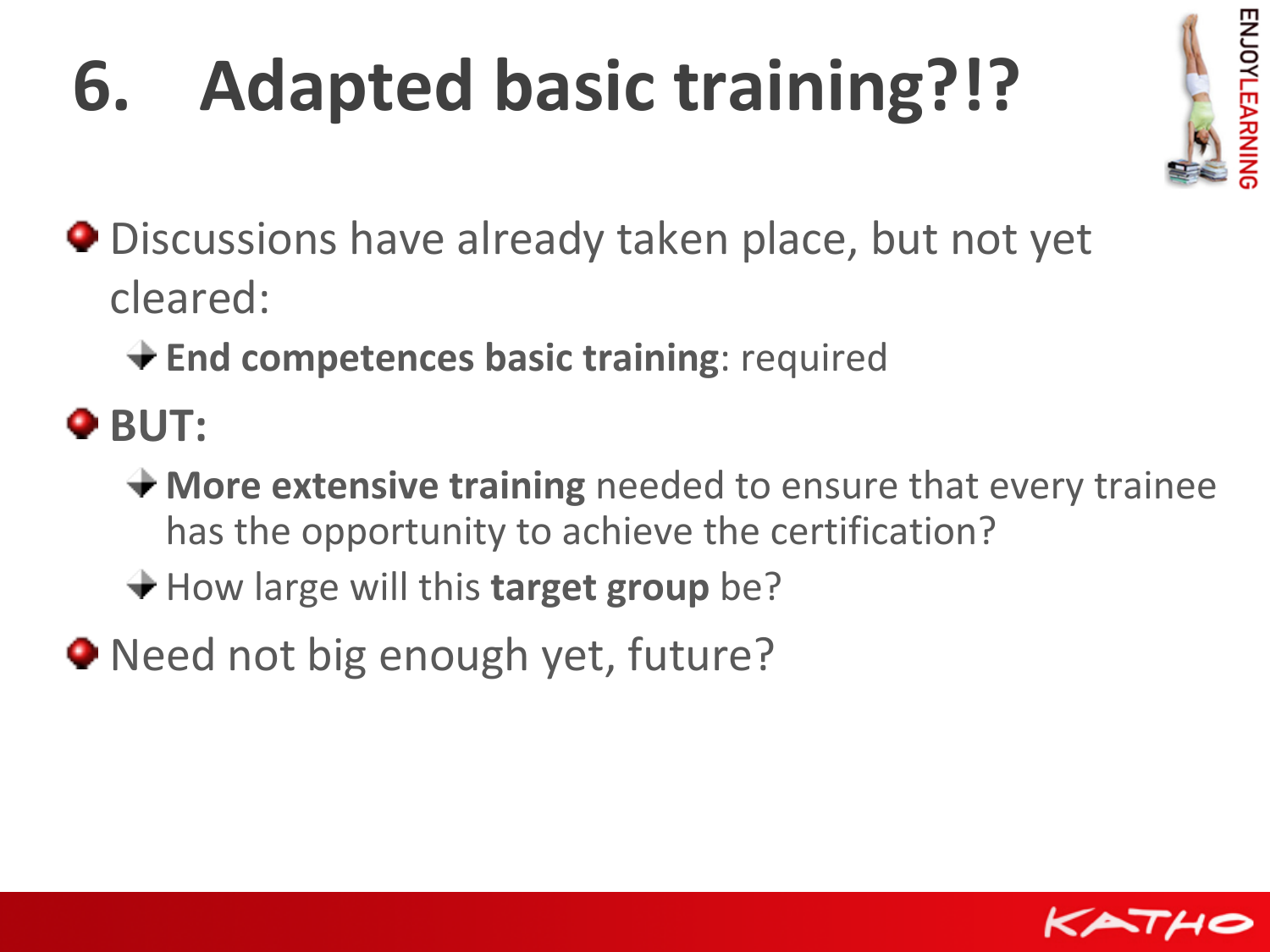# 6. Adapted basic training?!?

- Discussions have already taken place, but not yet cleared:
  - **End competences basic training**: required
- **BUT:**
  - **More extensive training** needed to ensure that every trainee has the opportunity to achieve the certification?
  - How large will this **target group** be?
- Need not big enough yet, future?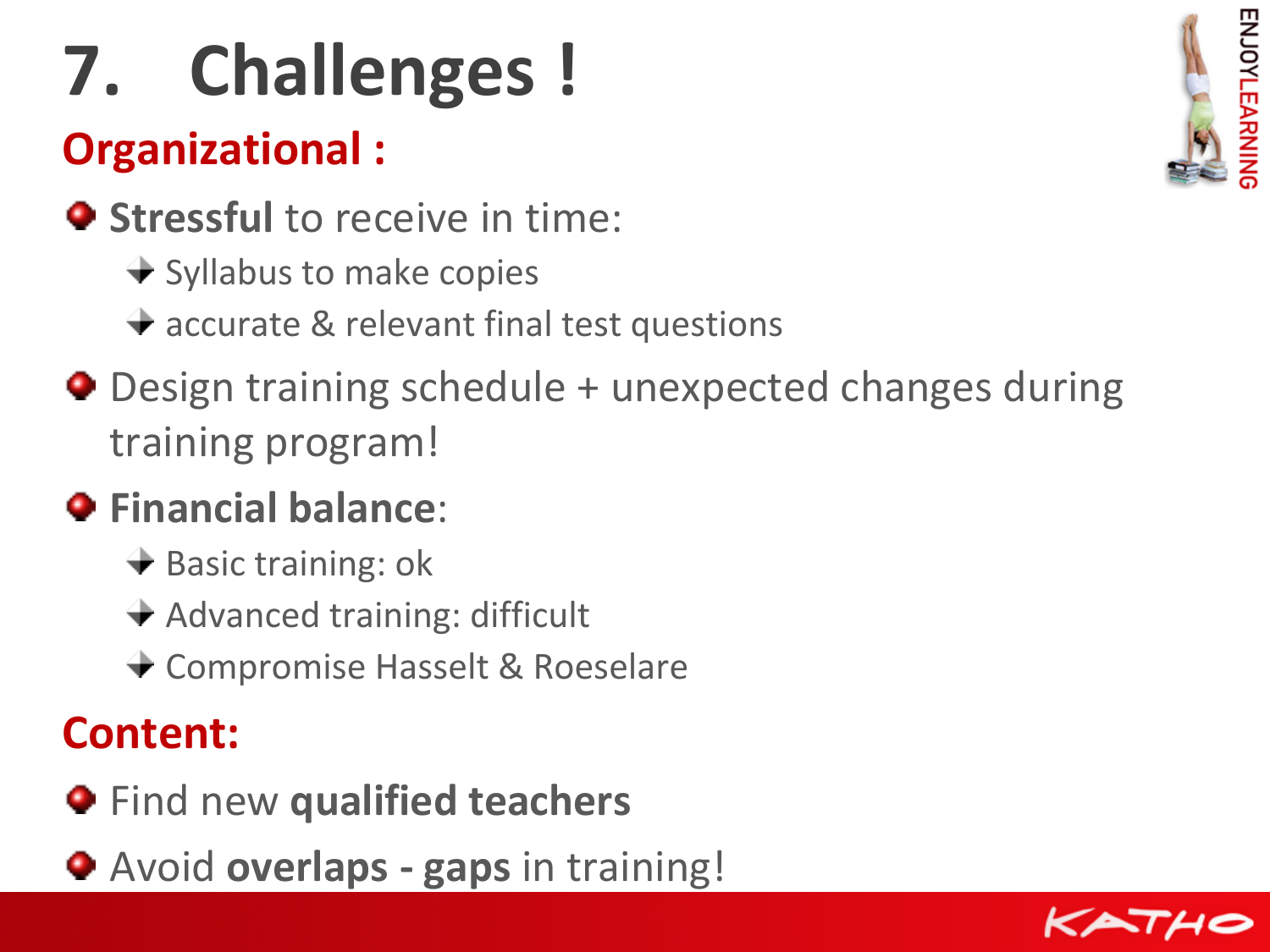# 7. Challenges !

## Organizational :

- **Stressful** to receive in time:
  - Syllabus to make copies
  - accurate & relevant final test questions
- Design training schedule + unexpected changes during training program!
- **Financial balance**:
  - Basic training: ok
  - Advanced training: difficult
  - Compromise Hasselt & Roeselare

## Content:

- Find new **qualified teachers**
- Avoid **overlaps - gaps** in training!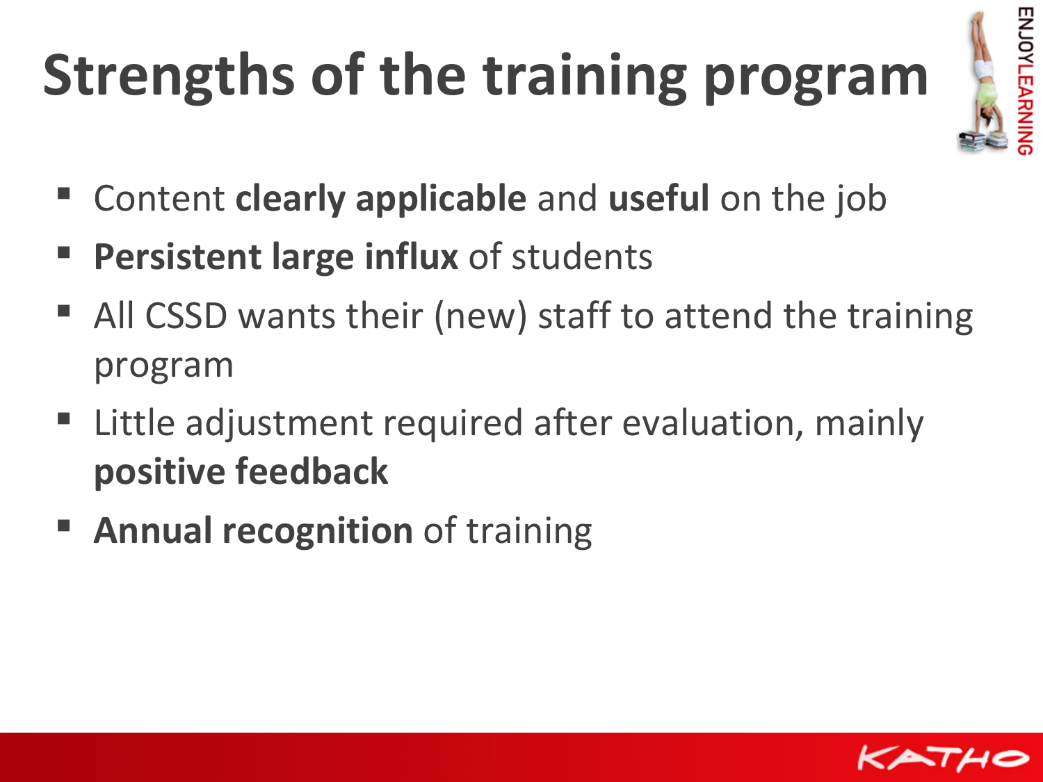# Strengths of the training program

- Content **clearly applicable** and **useful** on the job
- **Persistent large influx** of students
- All CSSD wants their (new) staff to attend the training program
- Little adjustment required after evaluation, mainly **positive feedback**
- **Annual recognition** of training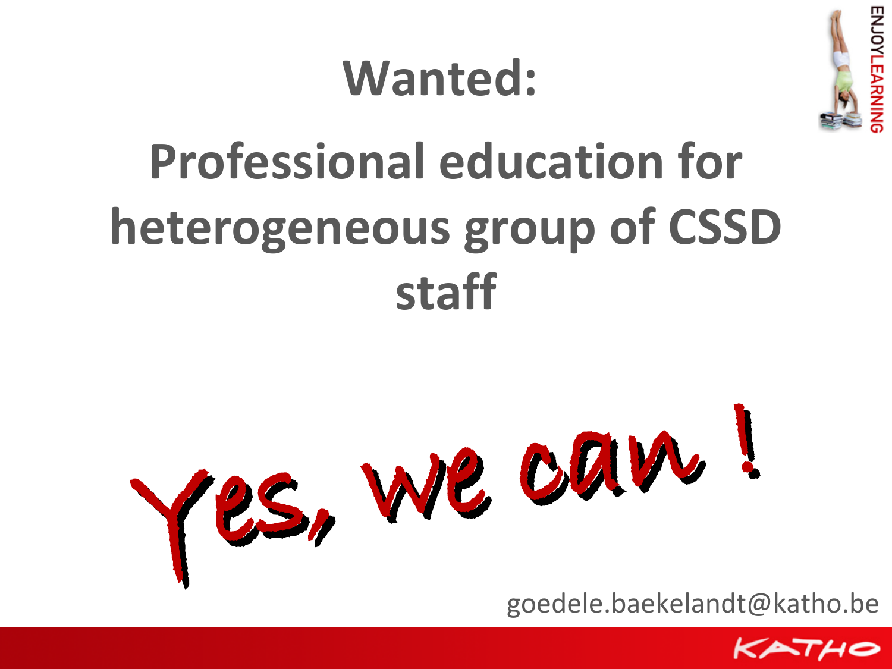# Wanted:

# Professional education for heterogeneous group of CSSD staff

Yes, we can !

goedele.baekelandt@katho.be